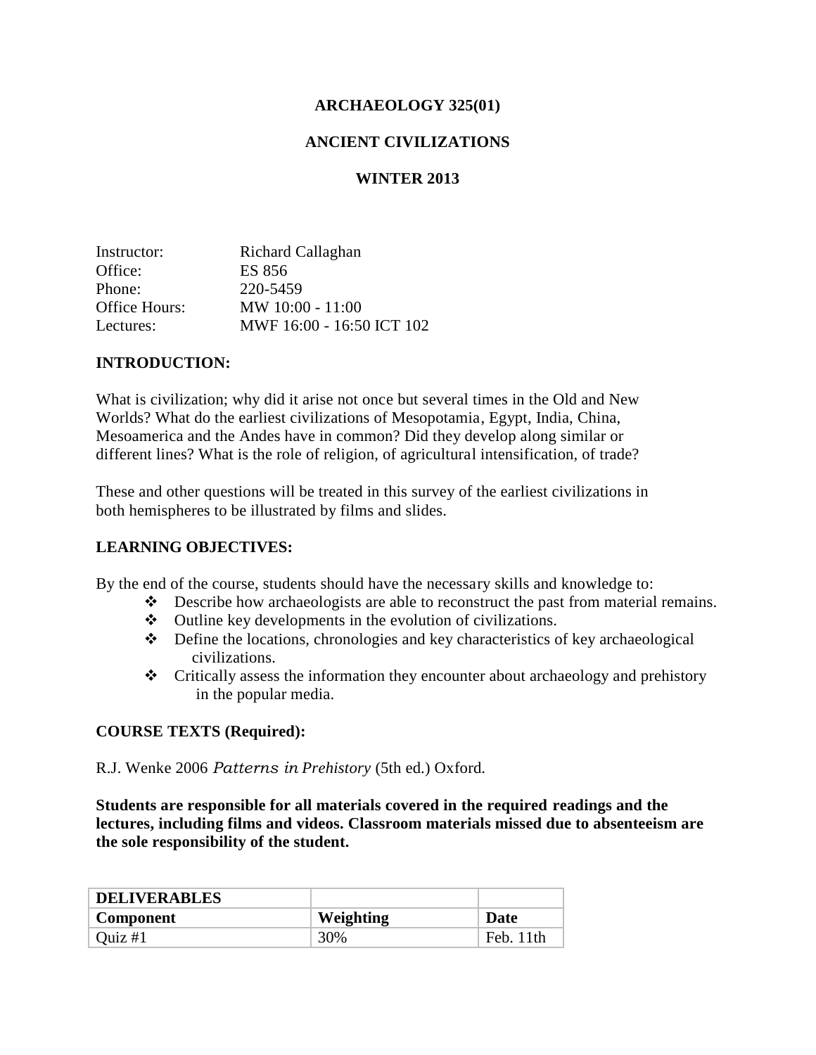# ARCHAEOLOGY 325(01)

# ANCIENT CIVILIZATIONS

# WINTER 2013

| | |
|---|---|
| Instructor: | Richard Callaghan |
| Office: | ES 856 |
| Phone: | 220-5459 |
| Office Hours: | MW 10:00 - 11:00 |
| Lectures: | MWF 16:00 - 16:50 ICT 102 |

## INTRODUCTION:

What is civilization; why did it arise not once but several times in the Old and New Worlds? What do the earliest civilizations of Mesopotamia, Egypt, India, China, Mesoamerica and the Andes have in common? Did they develop along similar or different lines? What is the role of religion, of agricultural intensification, of trade?

These and other questions will be treated in this survey of the earliest civilizations in both hemispheres to be illustrated by films and slides.

## LEARNING OBJECTIVES:

By the end of the course, students should have the necessary skills and knowledge to:

- Describe how archaeologists are able to reconstruct the past from material remains.
- Outline key developments in the evolution of civilizations.
- Define the locations, chronologies and key characteristics of key archaeological civilizations.
- Critically assess the information they encounter about archaeology and prehistory in the popular media.

## COURSE TEXTS (Required):

R.J. Wenke 2006 *Patterns in Prehistory* (5th ed.) Oxford.

**Students are responsible for all materials covered in the required readings and the lectures, including films and videos. Classroom materials missed due to absenteeism are the sole responsibility of the student.**

| **DELIVERABLES** | | |
|---|---|---|
| **Component** | **Weighting** | **Date** |
| Quiz #1 | 30% | Feb. 11th |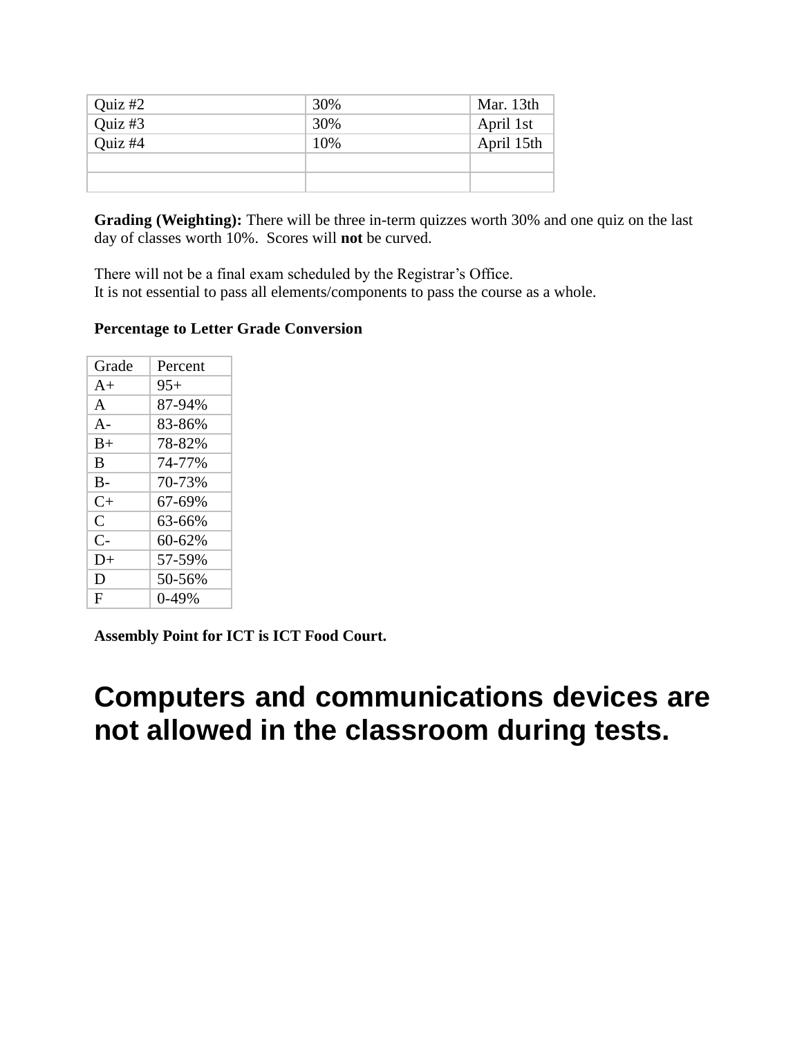| Quiz #2 | 30% | Mar. 13th |
|---|---|---|
| Quiz #3 | 30% | April 1st |
| Quiz #4 | 10% | April 15th |
| | | |
| | | |

**Grading (Weighting):** There will be three in-term quizzes worth 30% and one quiz on the last day of classes worth 10%. Scores will **not** be curved.

There will not be a final exam scheduled by the Registrar's Office.
It is not essential to pass all elements/components to pass the course as a whole.

**Percentage to Letter Grade Conversion**

| Grade | Percent |
|---|---|
| A+ | 95+ |
| A | 87-94% |
| A- | 83-86% |
| B+ | 78-82% |
| B | 74-77% |
| B- | 70-73% |
| C+ | 67-69% |
| C | 63-66% |
| C- | 60-62% |
| D+ | 57-59% |
| D | 50-56% |
| F | 0-49% |

**Assembly Point for ICT is ICT Food Court.**

# Computers and communications devices are not allowed in the classroom during tests.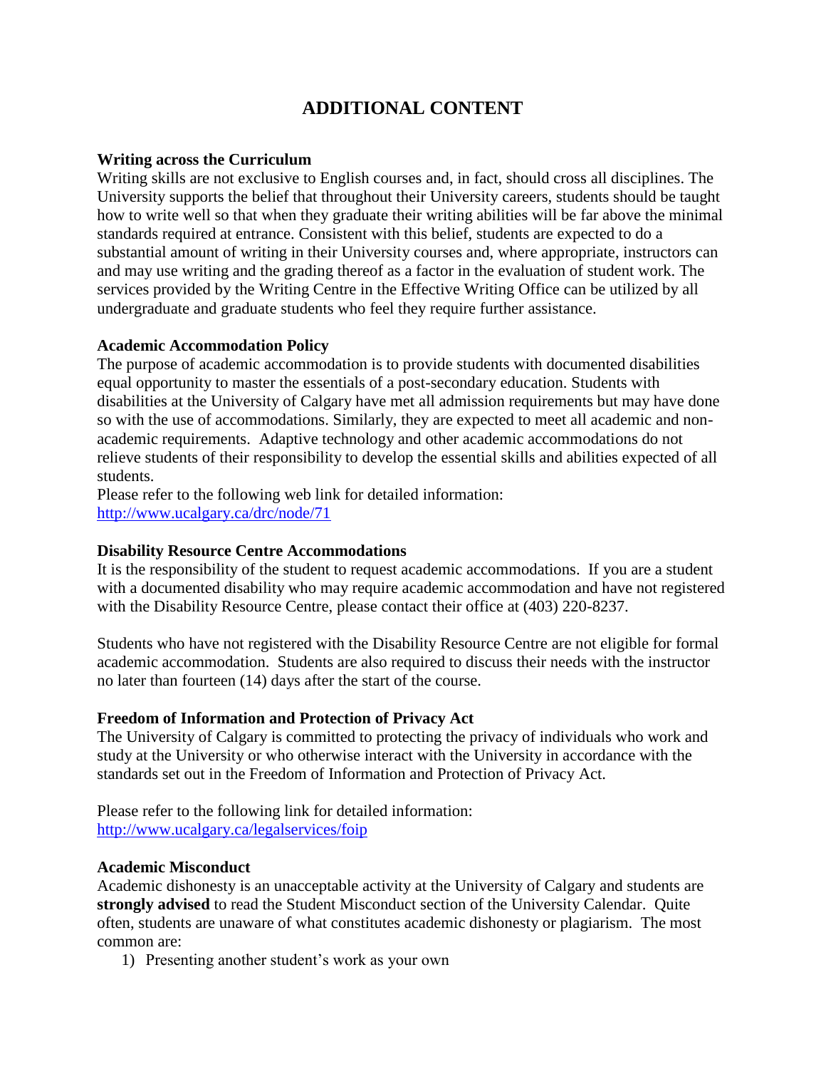# ADDITIONAL CONTENT

**Writing across the Curriculum**

Writing skills are not exclusive to English courses and, in fact, should cross all disciplines. The University supports the belief that throughout their University careers, students should be taught how to write well so that when they graduate their writing abilities will be far above the minimal standards required at entrance. Consistent with this belief, students are expected to do a substantial amount of writing in their University courses and, where appropriate, instructors can and may use writing and the grading thereof as a factor in the evaluation of student work. The services provided by the Writing Centre in the Effective Writing Office can be utilized by all undergraduate and graduate students who feel they require further assistance.

**Academic Accommodation Policy**

The purpose of academic accommodation is to provide students with documented disabilities equal opportunity to master the essentials of a post-secondary education. Students with disabilities at the University of Calgary have met all admission requirements but may have done so with the use of accommodations. Similarly, they are expected to meet all academic and non-academic requirements. Adaptive technology and other academic accommodations do not relieve students of their responsibility to develop the essential skills and abilities expected of all students.

Please refer to the following web link for detailed information:
[http://www.ucalgary.ca/drc/node/71](http://www.ucalgary.ca/drc/node/71)

**Disability Resource Centre Accommodations**

It is the responsibility of the student to request academic accommodations. If you are a student with a documented disability who may require academic accommodation and have not registered with the Disability Resource Centre, please contact their office at (403) 220-8237.

Students who have not registered with the Disability Resource Centre are not eligible for formal academic accommodation. Students are also required to discuss their needs with the instructor no later than fourteen (14) days after the start of the course.

**Freedom of Information and Protection of Privacy Act**

The University of Calgary is committed to protecting the privacy of individuals who work and study at the University or who otherwise interact with the University in accordance with the standards set out in the Freedom of Information and Protection of Privacy Act.

Please refer to the following link for detailed information:
[http://www.ucalgary.ca/legalservices/foip](http://www.ucalgary.ca/legalservices/foip)

**Academic Misconduct**

Academic dishonesty is an unacceptable activity at the University of Calgary and students are **strongly advised** to read the Student Misconduct section of the University Calendar. Quite often, students are unaware of what constitutes academic dishonesty or plagiarism. The most common are:

1) Presenting another student's work as your own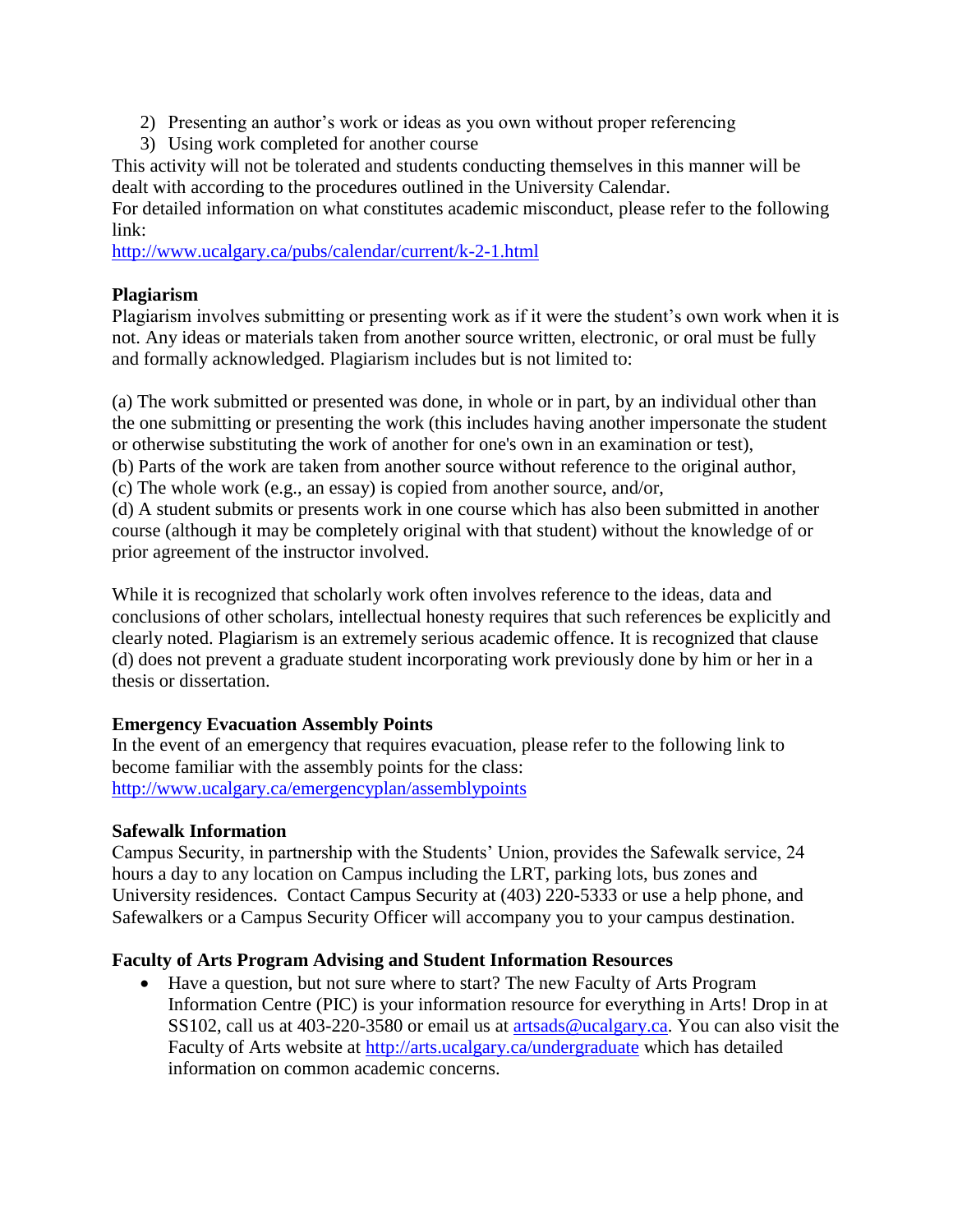2) Presenting an author's work or ideas as you own without proper referencing
3) Using work completed for another course

This activity will not be tolerated and students conducting themselves in this manner will be dealt with according to the procedures outlined in the University Calendar.

For detailed information on what constitutes academic misconduct, please refer to the following link:
http://www.ucalgary.ca/pubs/calendar/current/k-2-1.html

**Plagiarism**

Plagiarism involves submitting or presenting work as if it were the student's own work when it is not. Any ideas or materials taken from another source written, electronic, or oral must be fully and formally acknowledged. Plagiarism includes but is not limited to:

(a) The work submitted or presented was done, in whole or in part, by an individual other than the one submitting or presenting the work (this includes having another impersonate the student or otherwise substituting the work of another for one's own in an examination or test),
(b) Parts of the work are taken from another source without reference to the original author,
(c) The whole work (e.g., an essay) is copied from another source, and/or,
(d) A student submits or presents work in one course which has also been submitted in another course (although it may be completely original with that student) without the knowledge of or prior agreement of the instructor involved.

While it is recognized that scholarly work often involves reference to the ideas, data and conclusions of other scholars, intellectual honesty requires that such references be explicitly and clearly noted. Plagiarism is an extremely serious academic offence. It is recognized that clause (d) does not prevent a graduate student incorporating work previously done by him or her in a thesis or dissertation.

**Emergency Evacuation Assembly Points**

In the event of an emergency that requires evacuation, please refer to the following link to become familiar with the assembly points for the class:
http://www.ucalgary.ca/emergencyplan/assemblypoints

**Safewalk Information**

Campus Security, in partnership with the Students' Union, provides the Safewalk service, 24 hours a day to any location on Campus including the LRT, parking lots, bus zones and University residences. Contact Campus Security at (403) 220-5333 or use a help phone, and Safewalkers or a Campus Security Officer will accompany you to your campus destination.

**Faculty of Arts Program Advising and Student Information Resources**

- Have a question, but not sure where to start? The new Faculty of Arts Program Information Centre (PIC) is your information resource for everything in Arts! Drop in at SS102, call us at 403-220-3580 or email us at artsads@ucalgary.ca. You can also visit the Faculty of Arts website at http://arts.ucalgary.ca/undergraduate which has detailed information on common academic concerns.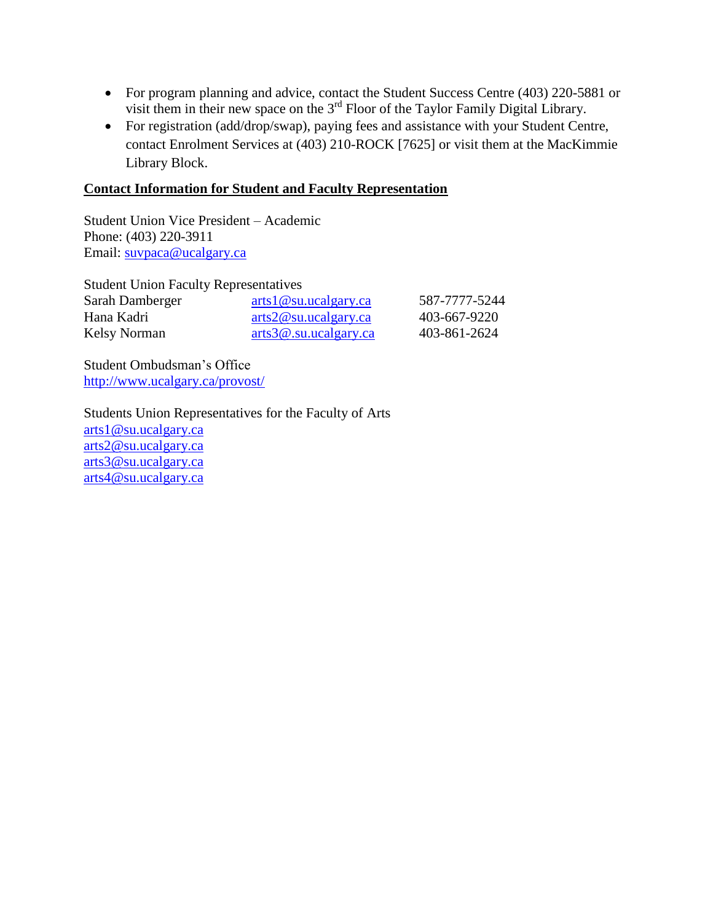- For program planning and advice, contact the Student Success Centre (403) 220-5881 or visit them in their new space on the 3rd Floor of the Taylor Family Digital Library.
- For registration (add/drop/swap), paying fees and assistance with your Student Centre, contact Enrolment Services at (403) 210-ROCK [7625] or visit them at the MacKimmie Library Block.

**Contact Information for Student and Faculty Representation**

Student Union Vice President – Academic
Phone: (403) 220-3911
Email: suvpaca@ucalgary.ca

Student Union Faculty Representatives

| | | |
|---|---|---|
| Sarah Damberger | arts1@su.ucalgary.ca | 587-7777-5244 |
| Hana Kadri | arts2@su.ucalgary.ca | 403-667-9220 |
| Kelsy Norman | arts3@.su.ucalgary.ca | 403-861-2624 |

Student Ombudsman's Office
http://www.ucalgary.ca/provost/

Students Union Representatives for the Faculty of Arts
arts1@su.ucalgary.ca
arts2@su.ucalgary.ca
arts3@su.ucalgary.ca
arts4@su.ucalgary.ca